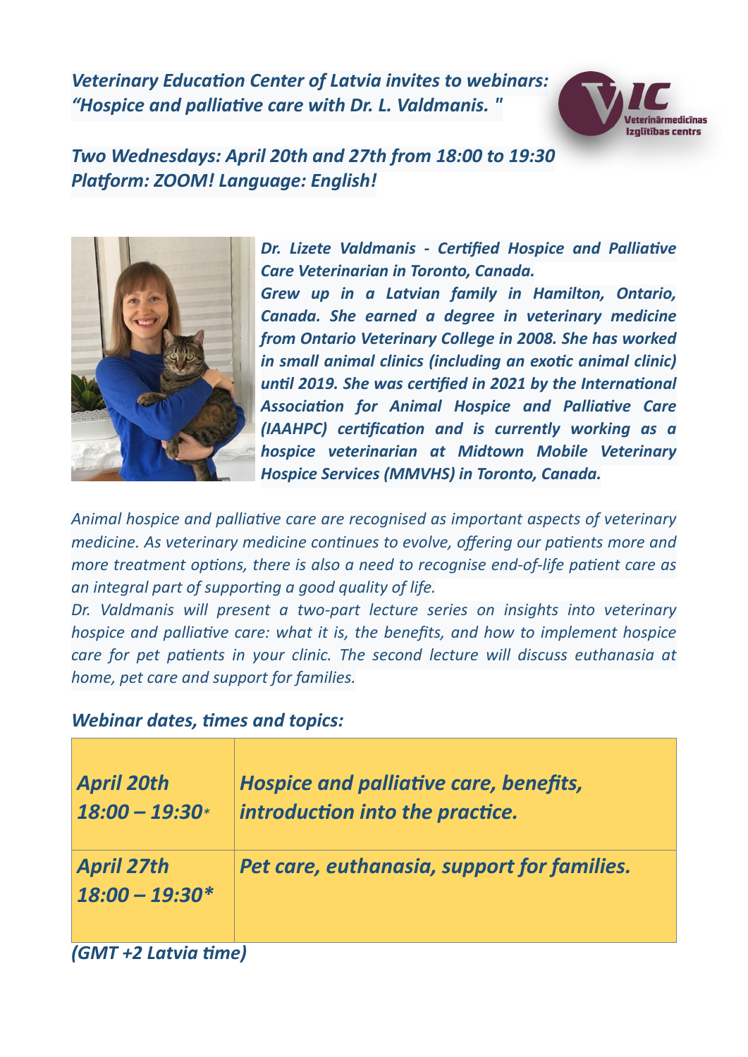***Veterinary Education Center of Latvia invites to webinars: "Hospice and palliative care with Dr. L. Valdmanis. "***

***Two Wednesdays: April 20th and 27th from 18:00 to 19:30***
***Platform: ZOOM! Language: English!***

***Dr. Lizete Valdmanis - Certified Hospice and Palliative Care Veterinarian in Toronto, Canada.***
***Grew up in a Latvian family in Hamilton, Ontario, Canada. She earned a degree in veterinary medicine from Ontario Veterinary College in 2008. She has worked in small animal clinics (including an exotic animal clinic) until 2019. She was certified in 2021 by the International Association for Animal Hospice and Palliative Care (IAAHPC) certification and is currently working as a hospice veterinarian at Midtown Mobile Veterinary Hospice Services (MMVHS) in Toronto, Canada.***

*Animal hospice and palliative care are recognised as important aspects of veterinary medicine. As veterinary medicine continues to evolve, offering our patients more and more treatment options, there is also a need to recognise end-of-life patient care as an integral part of supporting a good quality of life.*
*Dr. Valdmanis will present a two-part lecture series on insights into veterinary hospice and palliative care: what it is, the benefits, and how to implement hospice care for pet patients in your clinic. The second lecture will discuss euthanasia at home, pet care and support for families.*

***Webinar dates, times and topics:***

| | |
|---|---|
| ***April 20th 18:00 – 19:30**** | ***Hospice and palliative care, benefits, introduction into the practice.*** |
| ***April 27th 18:00 – 19:30**** | ***Pet care, euthanasia, support for families.*** |

***(GMT +2 Latvia time)***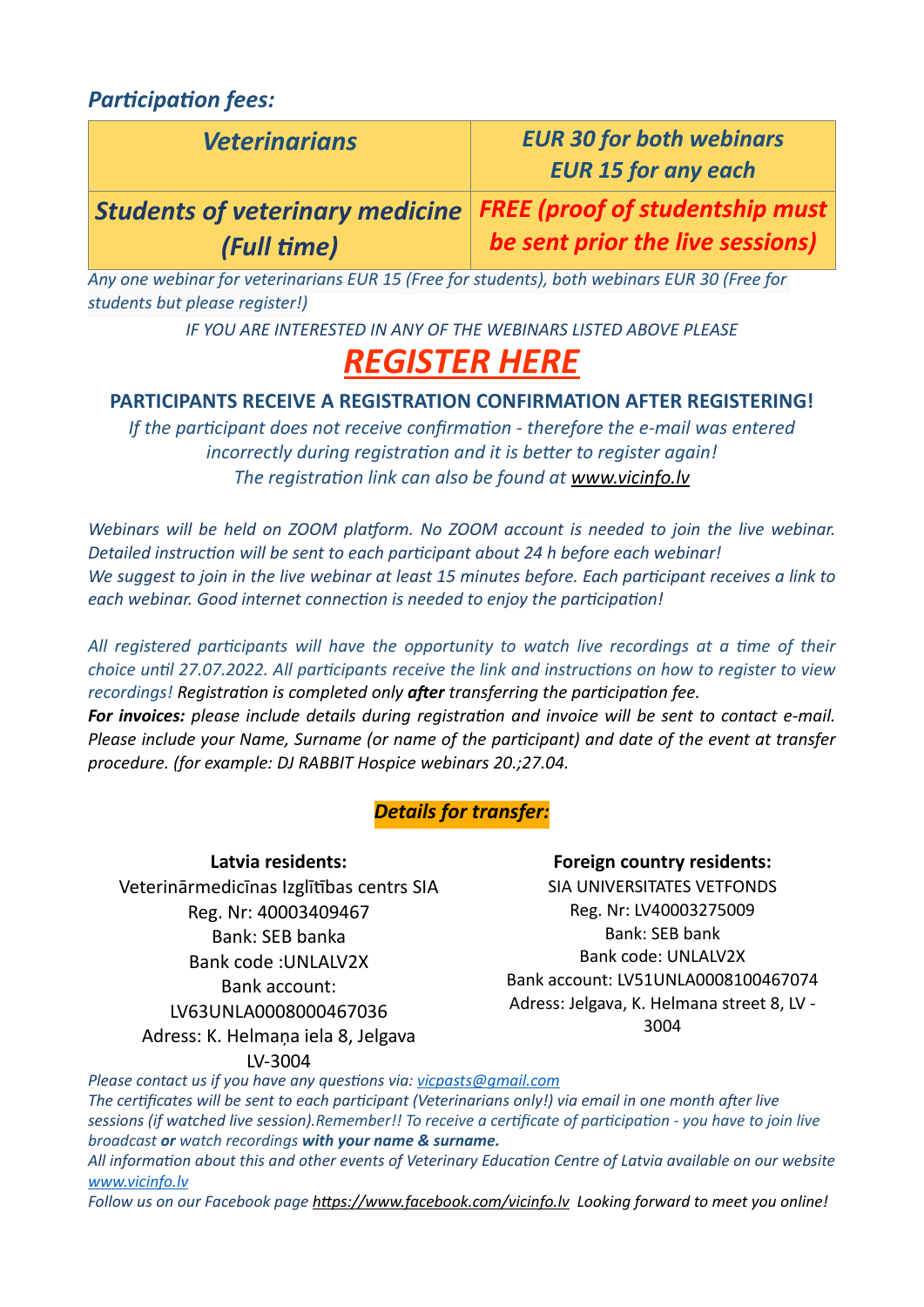## *Participation fees:*

| | |
|---|---|
| ***Veterinarians*** | ***EUR 30 for both webinars***<br>***EUR 15 for any each*** |
| ***Students of veterinary medicine (Full time)*** | ***FREE (proof of studentship must be sent prior the live sessions)*** |

*Any one webinar for veterinarians EUR 15 (Free for students), both webinars EUR 30 (Free for students but please register!)*

*IF YOU ARE INTERESTED IN ANY OF THE WEBINARS LISTED ABOVE PLEASE*

# *REGISTER HERE*

**PARTICIPANTS RECEIVE A REGISTRATION CONFIRMATION AFTER REGISTERING!**

*If the participant does not receive confirmation - therefore the e-mail was entered incorrectly during registration and it is better to register again!*
*The registration link can also be found at www.vicinfo.lv*

*Webinars will be held on ZOOM platform. No ZOOM account is needed to join the live webinar. Detailed instruction will be sent to each participant about 24 h before each webinar!*
*We suggest to join in the live webinar at least 15 minutes before. Each participant receives a link to each webinar. Good internet connection is needed to enjoy the participation!*

*All registered participants will have the opportunity to watch live recordings at a time of their choice until 27.07.2022. All participants receive the link and instructions on how to register to view recordings! Registration is completed only **after** transferring the participation fee.*
***For invoices:** please include details during registration and invoice will be sent to contact e-mail. Please include your Name, Surname (or name of the participant) and date of the event at transfer procedure. (for example: DJ RABBIT Hospice webinars 20.;27.04.*

## *Details for transfer:*

**Latvia residents:**
Veterinārmedicīnas Izglītības centrs SIA
Reg. Nr: 40003409467
Bank: SEB banka
Bank code :UNLALV2X
Bank account:
LV63UNLA0008000467036
Adress: K. Helmaņa iela 8, Jelgava
LV-3004

**Foreign country residents:**
SIA UNIVERSITATES VETFONDS
Reg. Nr: LV40003275009
Bank: SEB bank
Bank code: UNLALV2X
Bank account: LV51UNLA0008100467074
Adress: Jelgava, K. Helmana street 8, LV - 3004

*Please contact us if you have any questions via: vicpasts@gmail.com*
*The certificates will be sent to each participant (Veterinarians only!) via email in one month after live sessions (if watched live session).Remember!! To receive a certificate of participation - you have to join live broadcast **or** watch recordings **with your name & surname.***
*All information about this and other events of Veterinary Education Centre of Latvia available on our website www.vicinfo.lv*
*Follow us on our Facebook page https://www.facebook.com/vicinfo.lv Looking forward to meet you online!*